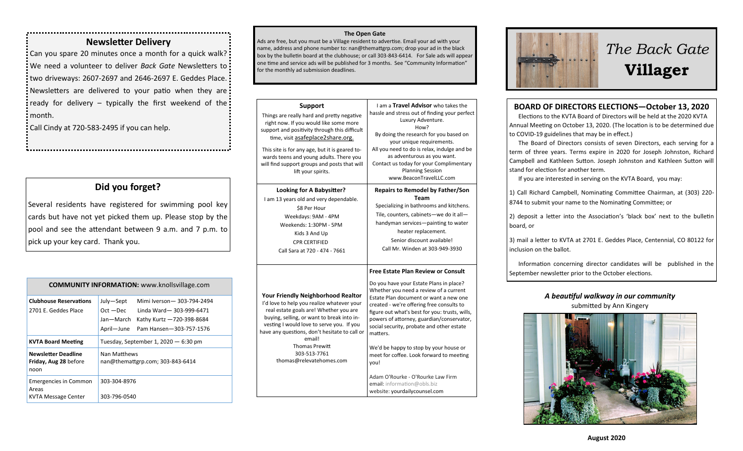## Newsletter Delivery

Can you spare 20 minutes once a month for a quick walk? We need a volunteer to deliver *Back Gate* Newsletters to two driveways: 2607-2697 and 2646-2697 E. Geddes Place. Newsletters are delivered to your patio when they are ready for delivery – typically the first weekend of the month.

Call Cindy at 720-583-2495 if you can help.

## Did you forget?

Several residents have registered for swimming pool key cards but have not yet picked them up. Please stop by the pool and see the attendant between 9 a.m. and 7 p.m. to pick up your key card. Thank you.

| COMMUNITY INFORMATION: www.knollsvillage.com | |
|---|---|
| **Clubhouse Reservations** 2701 E. Geddes Place | July—Sept Mimi Iverson— 303-794-2494<br>Oct —Dec Linda Ward— 303-999-6471<br>Jan—March Kathy Kurtz —720-398-8684<br>April—June Pam Hansen—303-757-1576 |
| **KVTA Board Meeting** | Tuesday, September 1, 2020 — 6:30 pm |
| **Newsletter Deadline Friday, Aug 28** before noon | Nan Matthews<br>nan@themattgrp.com; 303-843-6414 |
| Emergencies in Common Areas | 303-304-8976 |
| KVTA Message Center | 303-796-0540 |

### The Open Gate

Ads are free, but you must be a Village resident to advertise. Email your ad with your name, address and phone number to: nan@themattgrp.com; drop your ad in the black box by the bulletin board at the clubhouse; or call 303-843-6414. For Sale ads will appear one time and service ads will be published for 3 months. See "Community Information" for the monthly ad submission deadlines.

**Support**

Things are really hard and pretty negative right now. If you would like some more support and positivity through this difficult time, visit asafeplace2share.org.

This site is for any age, but it is geared towards teens and young adults. There you will find support groups and posts that will lift your spirits.

I am a **Travel Advisor** who takes the hassle and stress out of finding your perfect Luxury Adventure.
How?
By doing the research for you based on your unique requirements.
All you need to do is relax, indulge and be as adventurous as you want.
Contact us today for your Complimentary Planning Session
www.BeaconTravelLLC.com

**Looking for A Babysitter?**

I am 13 years old and very dependable.
$8 Per Hour
Weekdays: 9AM - 4PM
Weekends: 1:30PM - 5PM
Kids 3 And Up
CPR CERTIFIED
Call Sara at 720 - 474 - 7661

**Repairs to Remodel by Father/Son Team**

Specializing in bathrooms and kitchens.
Tile, counters, cabinets—we do it all—
handyman services—painting to water heater replacement.
Senior discount available!
Call Mr. Winden at 303-949-3930

**Your Friendly Neighborhood Realtor**

I'd love to help you realize whatever your real estate goals are! Whether you are buying, selling, or want to break into investing I would love to serve you. If you have any questions, don't hesitate to call or email!
Thomas Prewitt
303-513-7761
thomas@relevatehomes.com

**Free Estate Plan Review or Consult**

Do you have your Estate Plans in place? Whether you need a review of a current Estate Plan document or want a new one created - we're offering free consults to figure out what's best for you: trusts, wills, powers of attorney, guardian/conservator, social security, probate and other estate matters.

We'd be happy to stop by your house or meet for coffee. Look forward to meeting you!

Adam O'Rourke - O'Rourke Law Firm
email: information@obls.biz
website: yourdailycounsel.com

# *The Back Gate* **Villager**

## BOARD OF DIRECTORS ELECTIONS—October 13, 2020

Elections to the KVTA Board of Directors will be held at the 2020 KVTA Annual Meeting on October 13, 2020. (The location is to be determined due to COVID-19 guidelines that may be in effect.)

The Board of Directors consists of seven Directors, each serving for a term of three years. Terms expire in 2020 for Joseph Johnston, Richard Campbell and Kathleen Sutton. Joseph Johnston and Kathleen Sutton will stand for election for another term.

If you are interested in serving on the KVTA Board, you may:

1) Call Richard Campbell, Nominating Committee Chairman, at (303) 220-8744 to submit your name to the Nominating Committee; or

2) deposit a letter into the Association's 'black box' next to the bulletin board, or

3) mail a letter to KVTA at 2701 E. Geddes Place, Centennial, CO 80122 for inclusion on the ballot.

Information concerning director candidates will be published in the September newsletter prior to the October elections.

***A beautiful walkway in our community***
submitted by Ann Kingery

**August 2020**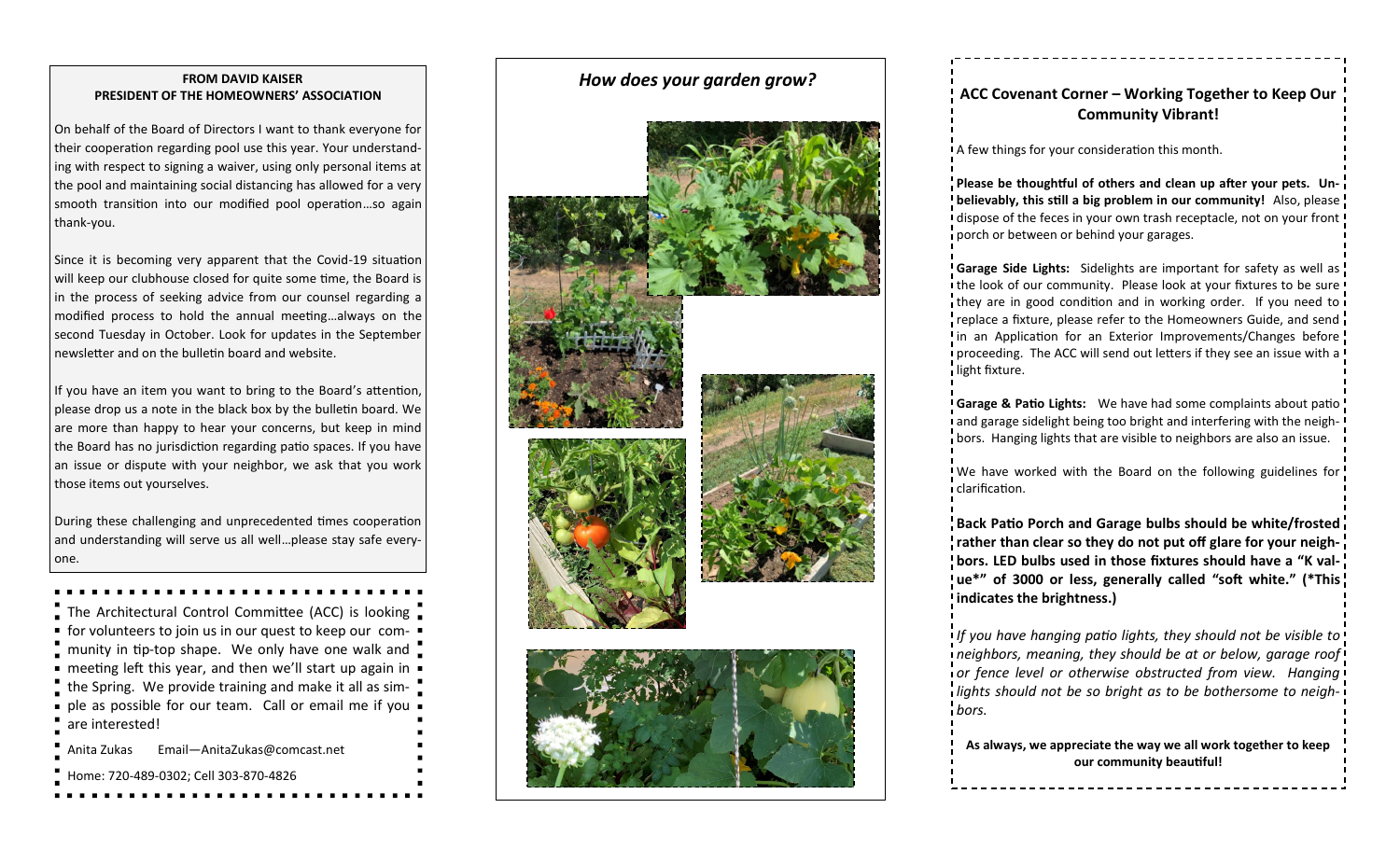**FROM DAVID KAISER**
**PRESIDENT OF THE HOMEOWNERS' ASSOCIATION**

On behalf of the Board of Directors I want to thank everyone for their cooperation regarding pool use this year. Your understanding with respect to signing a waiver, using only personal items at the pool and maintaining social distancing has allowed for a very smooth transition into our modified pool operation…so again thank-you.

Since it is becoming very apparent that the Covid-19 situation will keep our clubhouse closed for quite some time, the Board is in the process of seeking advice from our counsel regarding a modified process to hold the annual meeting…always on the second Tuesday in October. Look for updates in the September newsletter and on the bulletin board and website.

If you have an item you want to bring to the Board's attention, please drop us a note in the black box by the bulletin board. We are more than happy to hear your concerns, but keep in mind the Board has no jurisdiction regarding patio spaces. If you have an issue or dispute with your neighbor, we ask that you work those items out yourselves.

During these challenging and unprecedented times cooperation and understanding will serve us all well…please stay safe everyone.

The Architectural Control Committee (ACC) is looking for volunteers to join us in our quest to keep our community in tip-top shape. We only have one walk and meeting left this year, and then we'll start up again in the Spring. We provide training and make it all as simple as possible for our team. Call or email me if you are interested!

Anita Zukas    Email—AnitaZukas@comcast.net

Home: 720-489-0302; Cell 303-870-4826

## *How does your garden grow?*

## ACC Covenant Corner – Working Together to Keep Our Community Vibrant!

A few things for your consideration this month.

**Please be thoughtful of others and clean up after your pets. Unbelievably, this still a big problem in our community!** Also, please dispose of the feces in your own trash receptacle, not on your front porch or between or behind your garages.

**Garage Side Lights:** Sidelights are important for safety as well as the look of our community. Please look at your fixtures to be sure they are in good condition and in working order. If you need to replace a fixture, please refer to the Homeowners Guide, and send in an Application for an Exterior Improvements/Changes before proceeding. The ACC will send out letters if they see an issue with a light fixture.

**Garage & Patio Lights:** We have had some complaints about patio and garage sidelight being too bright and interfering with the neighbors. Hanging lights that are visible to neighbors are also an issue.

We have worked with the Board on the following guidelines for clarification.

**Back Patio Porch and Garage bulbs should be white/frosted rather than clear so they do not put off glare for your neighbors. LED bulbs used in those fixtures should have a "K value*" of 3000 or less, generally called "soft white." (*This indicates the brightness.)**

*If you have hanging patio lights, they should not be visible to neighbors, meaning, they should be at or below, garage roof or fence level or otherwise obstructed from view. Hanging lights should not be so bright as to be bothersome to neighbors.*

**As always, we appreciate the way we all work together to keep our community beautiful!**